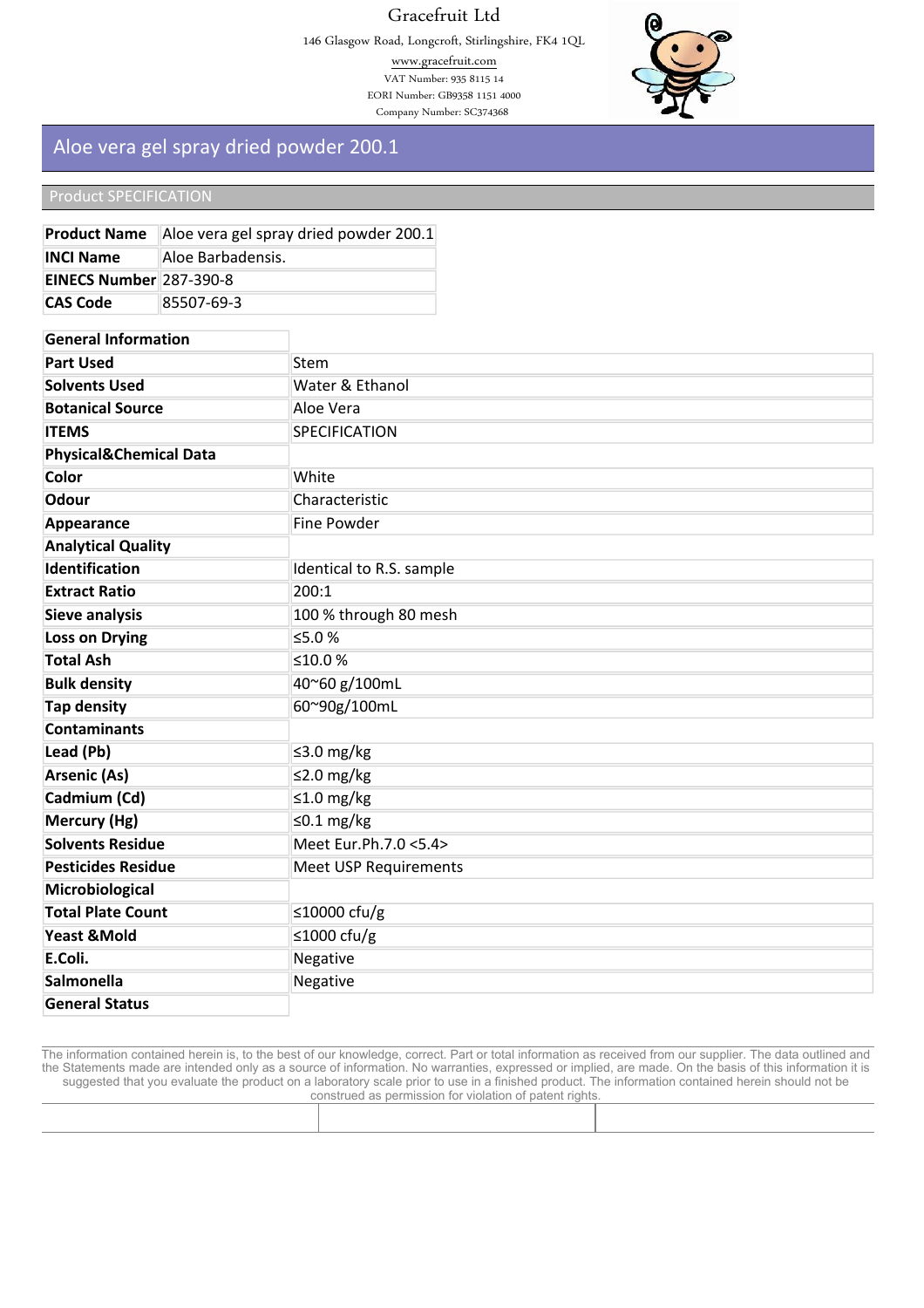Gracefruit Ltd

146 Glasgow Road, Longcroft, Stirlingshire, FK4 1QL

www.gracefruit.com

VAT Number: 935 8115 14

EORI Number: GB9358 1151 4000

Company Number: SC374368

# Aloe vera gel spray dried powder 200.1

## Product SPECIFICATION

| | |
|---|---|
| **Product Name** | Aloe vera gel spray dried powder 200.1 |
| **INCI Name** | Aloe Barbadensis. |
| **EINECS Number** | 287-390-8 |
| **CAS Code** | 85507-69-3 |

| | |
|---|---|
| **General Information** | |
| **Part Used** | Stem |
| **Solvents Used** | Water & Ethanol |
| **Botanical Source** | Aloe Vera |
| **ITEMS** | SPECIFICATION |
| **Physical&Chemical Data** | |
| **Color** | White |
| **Odour** | Characteristic |
| **Appearance** | Fine Powder |
| **Analytical Quality** | |
| **Identification** | Identical to R.S. sample |
| **Extract Ratio** | 200:1 |
| **Sieve analysis** | 100 % through 80 mesh |
| **Loss on Drying** | ≤5.0 % |
| **Total Ash** | ≤10.0 % |
| **Bulk density** | 40~60 g/100mL |
| **Tap density** | 60~90g/100mL |
| **Contaminants** | |
| **Lead (Pb)** | ≤3.0 mg/kg |
| **Arsenic (As)** | ≤2.0 mg/kg |
| **Cadmium (Cd)** | ≤1.0 mg/kg |
| **Mercury (Hg)** | ≤0.1 mg/kg |
| **Solvents Residue** | Meet Eur.Ph.7.0 <5.4> |
| **Pesticides Residue** | Meet USP Requirements |
| **Microbiological** | |
| **Total Plate Count** | ≤10000 cfu/g |
| **Yeast &Mold** | ≤1000 cfu/g |
| **E.Coli.** | Negative |
| **Salmonella** | Negative |
| **General Status** | |

The information contained herein is, to the best of our knowledge, correct. Part or total information as received from our supplier. The data outlined and the Statements made are intended only as a source of information. No warranties, expressed or implied, are made. On the basis of this information it is suggested that you evaluate the product on a laboratory scale prior to use in a finished product. The information contained herein should not be construed as permission for violation of patent rights.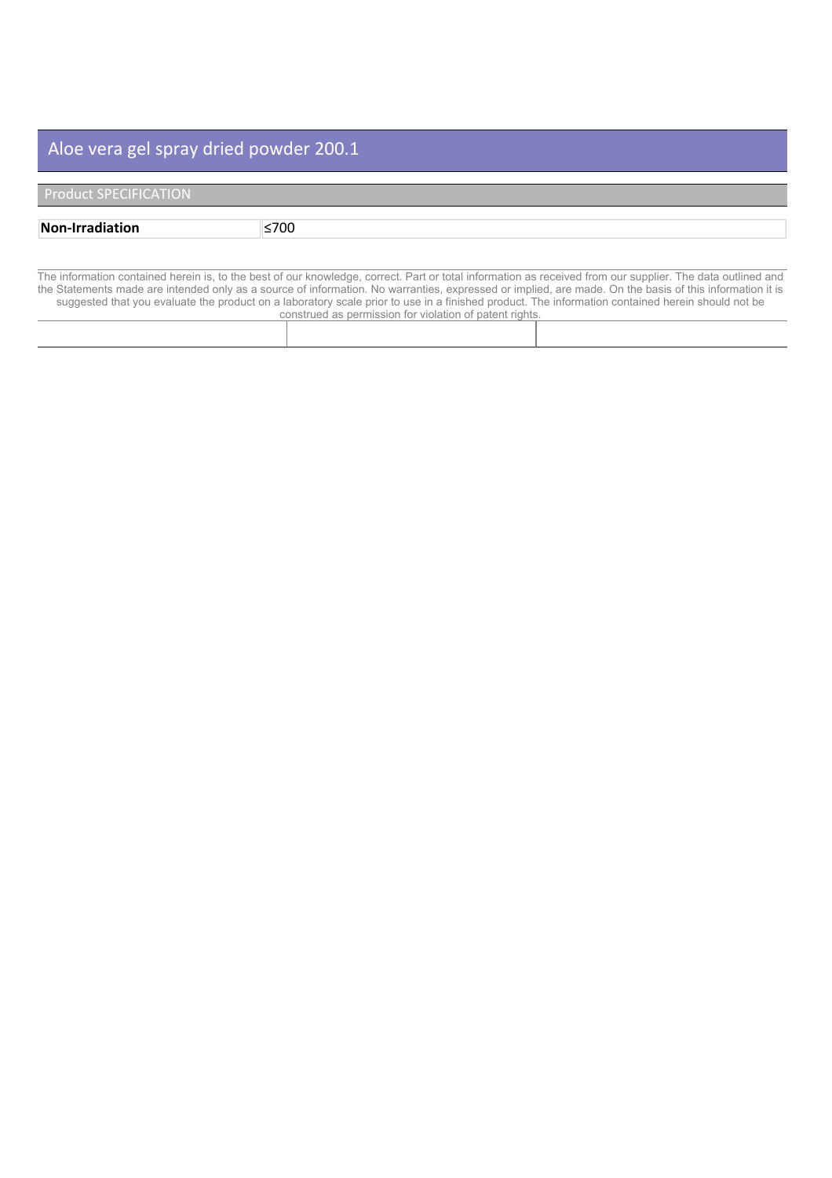# Aloe vera gel spray dried powder 200.1

## Product SPECIFICATION

| **Non-Irradiation** | ≤700 |
|---|---|

The information contained herein is, to the best of our knowledge, correct. Part or total information as received from our supplier. The data outlined and the Statements made are intended only as a source of information. No warranties, expressed or implied, are made. On the basis of this information it is suggested that you evaluate the product on a laboratory scale prior to use in a finished product. The information contained herein should not be construed as permission for violation of patent rights.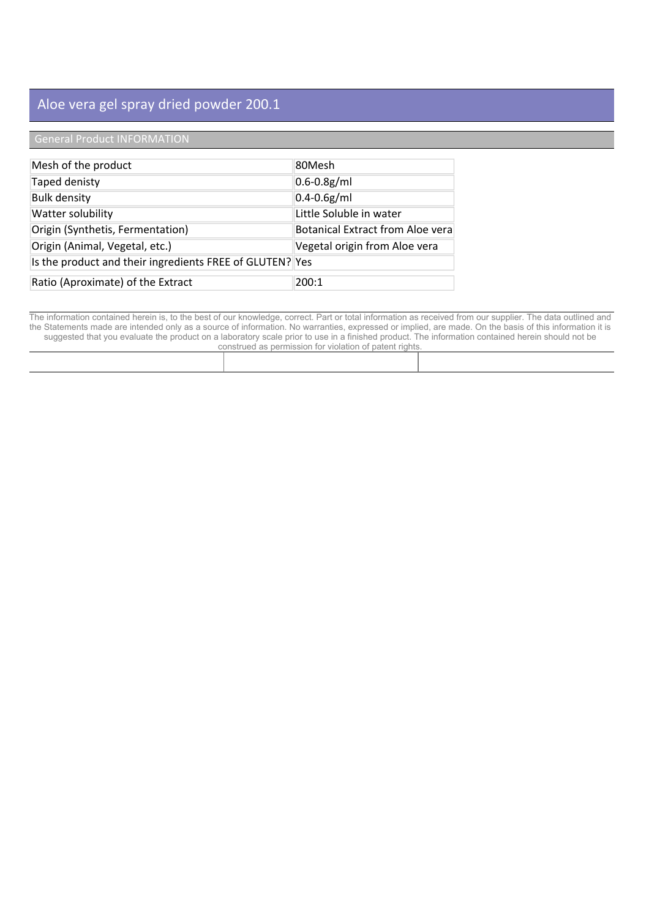# Aloe vera gel spray dried powder 200.1

## General Product INFORMATION

| | |
|---|---|
| Mesh of the product | 80Mesh |
| Taped denisty | 0.6-0.8g/ml |
| Bulk density | 0.4-0.6g/ml |
| Watter solubility | Little Soluble in water |
| Origin (Synthetis, Fermentation) | Botanical Extract from Aloe vera |
| Origin (Animal, Vegetal, etc.) | Vegetal origin from Aloe vera |
| Is the product and their ingredients FREE of GLUTEN? | Yes |
| Ratio (Aproximate) of the Extract | 200:1 |

The information contained herein is, to the best of our knowledge, correct. Part or total information as received from our supplier. The data outlined and the Statements made are intended only as a source of information. No warranties, expressed or implied, are made. On the basis of this information it is suggested that you evaluate the product on a laboratory scale prior to use in a finished product. The information contained herein should not be construed as permission for violation of patent rights.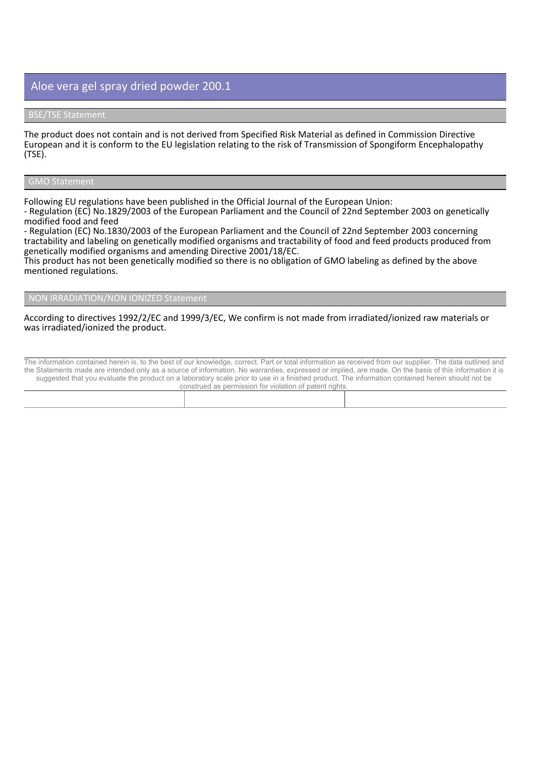# Aloe vera gel spray dried powder 200.1

## BSE/TSE Statement

The product does not contain and is not derived from Specified Risk Material as defined in Commission Directive European and it is conform to the EU legislation relating to the risk of Transmission of Spongiform Encephalopathy (TSE).

## GMO Statement

Following EU regulations have been published in the Official Journal of the European Union:
- Regulation (EC) No.1829/2003 of the European Parliament and the Council of 22nd September 2003 on genetically modified food and feed
- Regulation (EC) No.1830/2003 of the European Parliament and the Council of 22nd September 2003 concerning tractability and labeling on genetically modified organisms and tractability of food and feed products produced from genetically modified organisms and amending Directive 2001/18/EC.

This product has not been genetically modified so there is no obligation of GMO labeling as defined by the above mentioned regulations.

## NON IRRADIATION/NON IONIZED Statement

According to directives 1992/2/EC and 1999/3/EC, We confirm is not made from irradiated/ionized raw materials or was irradiated/ionized the product.

The information contained herein is, to the best of our knowledge, correct. Part or total information as received from our supplier. The data outlined and the Statements made are intended only as a source of information. No warranties, expressed or implied, are made. On the basis of this information it is suggested that you evaluate the product on a laboratory scale prior to use in a finished product. The information contained herein should not be construed as permission for violation of patent rights.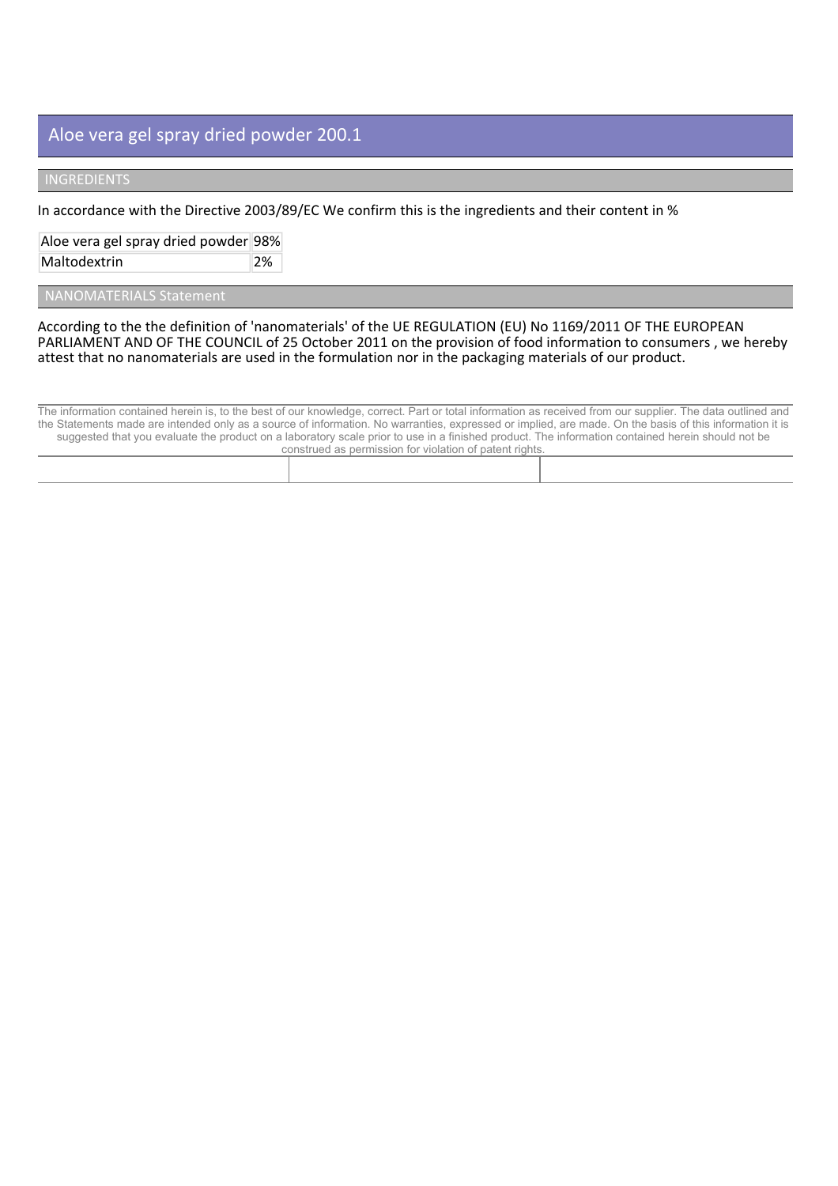# Aloe vera gel spray dried powder 200.1

## INGREDIENTS

In accordance with the Directive 2003/89/EC We confirm this is the ingredients and their content in %

| Aloe vera gel spray dried powder | 98% |
|---|---|
| Maltodextrin | 2% |

## NANOMATERIALS Statement

According to the the definition of 'nanomaterials' of the UE REGULATION (EU) No 1169/2011 OF THE EUROPEAN PARLIAMENT AND OF THE COUNCIL of 25 October 2011 on the provision of food information to consumers , we hereby attest that no nanomaterials are used in the formulation nor in the packaging materials of our product.

The information contained herein is, to the best of our knowledge, correct. Part or total information as received from our supplier. The data outlined and the Statements made are intended only as a source of information. No warranties, expressed or implied, are made. On the basis of this information it is suggested that you evaluate the product on a laboratory scale prior to use in a finished product. The information contained herein should not be construed as permission for violation of patent rights.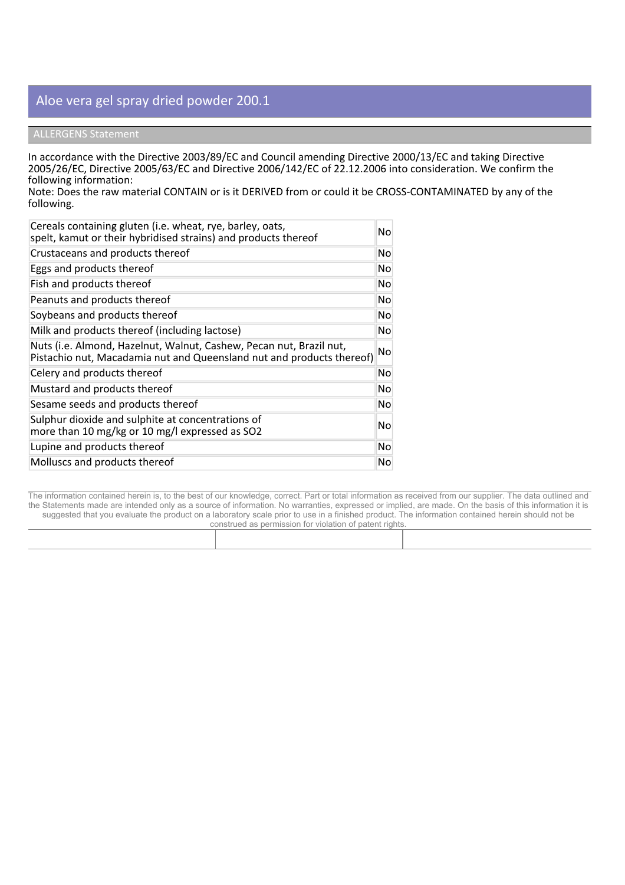# Aloe vera gel spray dried powder 200.1

## ALLERGENS Statement

In accordance with the Directive 2003/89/EC and Council amending Directive 2000/13/EC and taking Directive 2005/26/EC, Directive 2005/63/EC and Directive 2006/142/EC of 22.12.2006 into consideration. We confirm the following information:
Note: Does the raw material CONTAIN or is it DERIVED from or could it be CROSS-CONTAMINATED by any of the following.

| Allergen | |
|---|---|
| Cereals containing gluten (i.e. wheat, rye, barley, oats, spelt, kamut or their hybridised strains) and products thereof | No |
| Crustaceans and products thereof | No |
| Eggs and products thereof | No |
| Fish and products thereof | No |
| Peanuts and products thereof | No |
| Soybeans and products thereof | No |
| Milk and products thereof (including lactose) | No |
| Nuts (i.e. Almond, Hazelnut, Walnut, Cashew, Pecan nut, Brazil nut, Pistachio nut, Macadamia nut and Queensland nut and products thereof) | No |
| Celery and products thereof | No |
| Mustard and products thereof | No |
| Sesame seeds and products thereof | No |
| Sulphur dioxide and sulphite at concentrations of more than 10 mg/kg or 10 mg/l expressed as $SO_2$ | No |
| Lupine and products thereof | No |
| Molluscs and products thereof | No |

The information contained herein is, to the best of our knowledge, correct. Part or total information as received from our supplier. The data outlined and the Statements made are intended only as a source of information. No warranties, expressed or implied, are made. On the basis of this information it is suggested that you evaluate the product on a laboratory scale prior to use in a finished product. The information contained herein should not be construed as permission for violation of patent rights.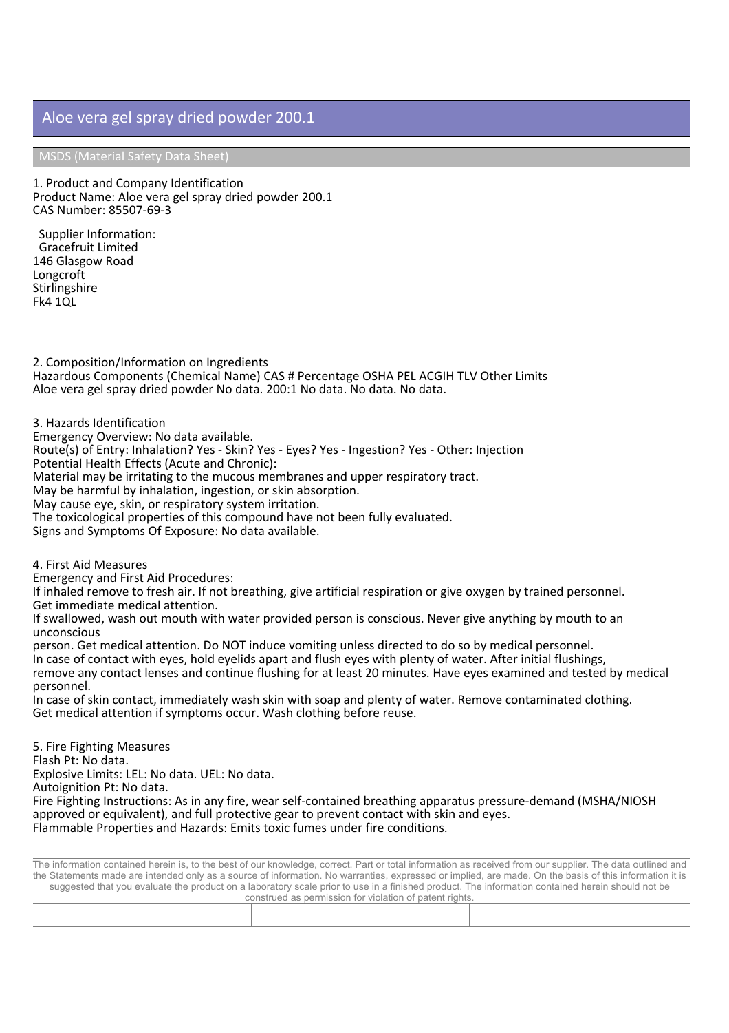# Aloe vera gel spray dried powder 200.1

## MSDS (Material Safety Data Sheet)

1. Product and Company Identification
Product Name: Aloe vera gel spray dried powder 200.1
CAS Number: 85507-69-3

Supplier Information:
Gracefruit Limited
146 Glasgow Road
Longcroft
Stirlingshire
Fk4 1QL

2. Composition/Information on Ingredients
Hazardous Components (Chemical Name) CAS # Percentage OSHA PEL ACGIH TLV Other Limits
Aloe vera gel spray dried powder No data. 200:1 No data. No data. No data.

3. Hazards Identification
Emergency Overview: No data available.
Route(s) of Entry: Inhalation? Yes - Skin? Yes - Eyes? Yes - Ingestion? Yes - Other: Injection
Potential Health Effects (Acute and Chronic):
Material may be irritating to the mucous membranes and upper respiratory tract.
May be harmful by inhalation, ingestion, or skin absorption.
May cause eye, skin, or respiratory system irritation.
The toxicological properties of this compound have not been fully evaluated.
Signs and Symptoms Of Exposure: No data available.

4. First Aid Measures
Emergency and First Aid Procedures:
If inhaled remove to fresh air. If not breathing, give artificial respiration or give oxygen by trained personnel. Get immediate medical attention.
If swallowed, wash out mouth with water provided person is conscious. Never give anything by mouth to an unconscious
person. Get medical attention. Do NOT induce vomiting unless directed to do so by medical personnel.
In case of contact with eyes, hold eyelids apart and flush eyes with plenty of water. After initial flushings,
remove any contact lenses and continue flushing for at least 20 minutes. Have eyes examined and tested by medical personnel.
In case of skin contact, immediately wash skin with soap and plenty of water. Remove contaminated clothing.
Get medical attention if symptoms occur. Wash clothing before reuse.

5. Fire Fighting Measures
Flash Pt: No data.
Explosive Limits: LEL: No data. UEL: No data.
Autoignition Pt: No data.
Fire Fighting Instructions: As in any fire, wear self-contained breathing apparatus pressure-demand (MSHA/NIOSH approved or equivalent), and full protective gear to prevent contact with skin and eyes.
Flammable Properties and Hazards: Emits toxic fumes under fire conditions.

The information contained herein is, to the best of our knowledge, correct. Part or total information as received from our supplier. The data outlined and the Statements made are intended only as a source of information. No warranties, expressed or implied, are made. On the basis of this information it is suggested that you evaluate the product on a laboratory scale prior to use in a finished product. The information contained herein should not be construed as permission for violation of patent rights.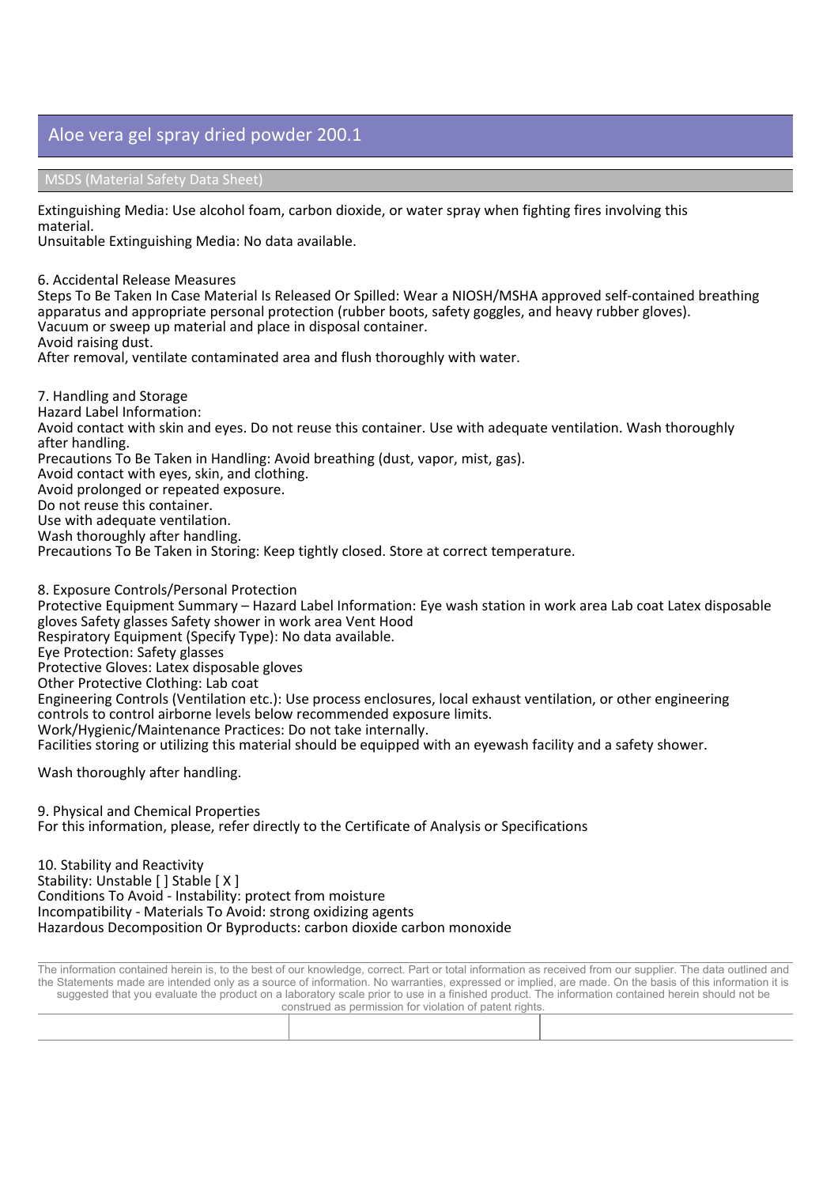# Aloe vera gel spray dried powder 200.1

## MSDS (Material Safety Data Sheet)

Extinguishing Media: Use alcohol foam, carbon dioxide, or water spray when fighting fires involving this material.
Unsuitable Extinguishing Media: No data available.

6. Accidental Release Measures
Steps To Be Taken In Case Material Is Released Or Spilled: Wear a NIOSH/MSHA approved self-contained breathing apparatus and appropriate personal protection (rubber boots, safety goggles, and heavy rubber gloves).
Vacuum or sweep up material and place in disposal container.
Avoid raising dust.
After removal, ventilate contaminated area and flush thoroughly with water.

7. Handling and Storage
Hazard Label Information:
Avoid contact with skin and eyes. Do not reuse this container. Use with adequate ventilation. Wash thoroughly after handling.
Precautions To Be Taken in Handling: Avoid breathing (dust, vapor, mist, gas).
Avoid contact with eyes, skin, and clothing.
Avoid prolonged or repeated exposure.
Do not reuse this container.
Use with adequate ventilation.
Wash thoroughly after handling.
Precautions To Be Taken in Storing: Keep tightly closed. Store at correct temperature.

8. Exposure Controls/Personal Protection
Protective Equipment Summary – Hazard Label Information: Eye wash station in work area Lab coat Latex disposable gloves Safety glasses Safety shower in work area Vent Hood
Respiratory Equipment (Specify Type): No data available.
Eye Protection: Safety glasses
Protective Gloves: Latex disposable gloves
Other Protective Clothing: Lab coat
Engineering Controls (Ventilation etc.): Use process enclosures, local exhaust ventilation, or other engineering controls to control airborne levels below recommended exposure limits.
Work/Hygienic/Maintenance Practices: Do not take internally.
Facilities storing or utilizing this material should be equipped with an eyewash facility and a safety shower.

Wash thoroughly after handling.

9. Physical and Chemical Properties
For this information, please, refer directly to the Certificate of Analysis or Specifications

10. Stability and Reactivity
Stability: Unstable [ ] Stable [ X ]
Conditions To Avoid - Instability: protect from moisture
Incompatibility - Materials To Avoid: strong oxidizing agents
Hazardous Decomposition Or Byproducts: carbon dioxide carbon monoxide

The information contained herein is, to the best of our knowledge, correct. Part or total information as received from our supplier. The data outlined and the Statements made are intended only as a source of information. No warranties, expressed or implied, are made. On the basis of this information it is suggested that you evaluate the product on a laboratory scale prior to use in a finished product. The information contained herein should not be construed as permission for violation of patent rights.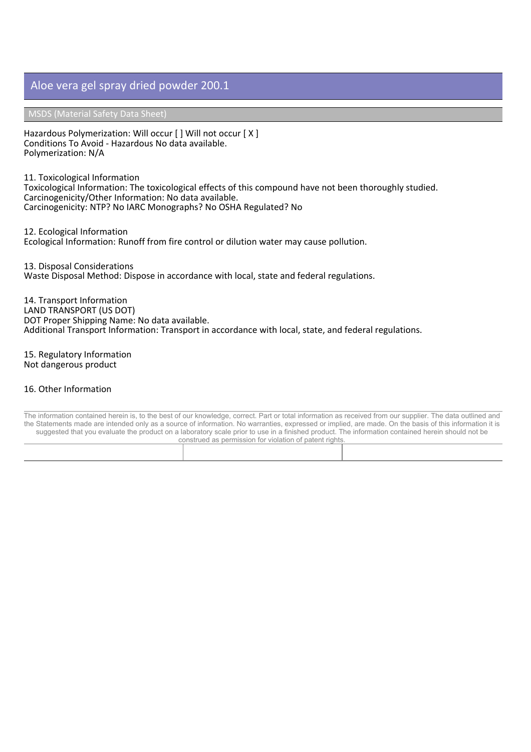# Aloe vera gel spray dried powder 200.1

## MSDS (Material Safety Data Sheet)

Hazardous Polymerization: Will occur [ ] Will not occur [ X ]
Conditions To Avoid - Hazardous No data available.
Polymerization: N/A

11. Toxicological Information
Toxicological Information: The toxicological effects of this compound have not been thoroughly studied.
Carcinogenicity/Other Information: No data available.
Carcinogenicity: NTP? No IARC Monographs? No OSHA Regulated? No

12. Ecological Information
Ecological Information: Runoff from fire control or dilution water may cause pollution.

13. Disposal Considerations
Waste Disposal Method: Dispose in accordance with local, state and federal regulations.

14. Transport Information
LAND TRANSPORT (US DOT)
DOT Proper Shipping Name: No data available.
Additional Transport Information: Transport in accordance with local, state, and federal regulations.

15. Regulatory Information
Not dangerous product

16. Other Information

The information contained herein is, to the best of our knowledge, correct. Part or total information as received from our supplier. The data outlined and the Statements made are intended only as a source of information. No warranties, expressed or implied, are made. On the basis of this information it is suggested that you evaluate the product on a laboratory scale prior to use in a finished product. The information contained herein should not be construed as permission for violation of patent rights.